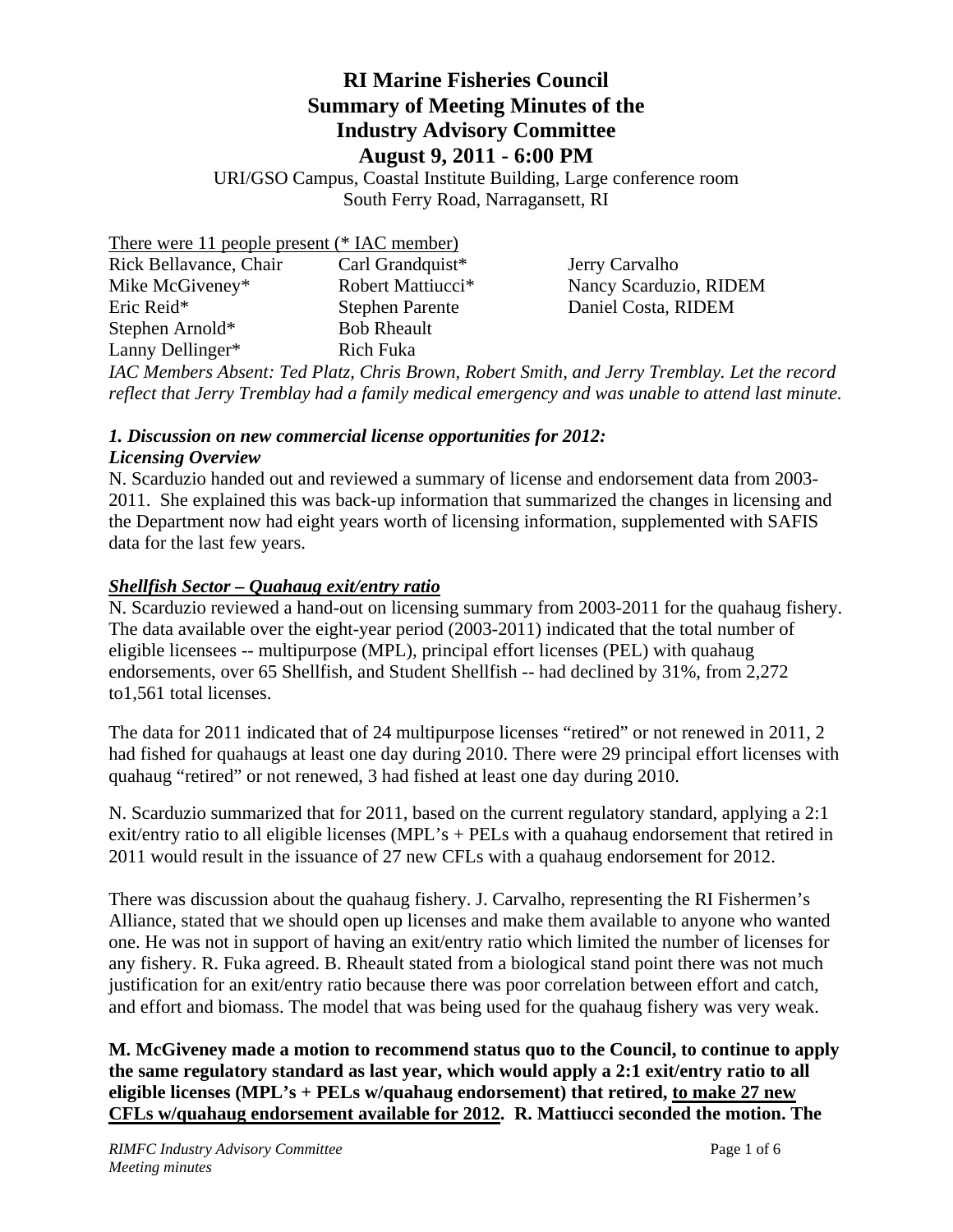# RI Marine Fisheries Council
# Summary of Meeting Minutes of the
# Industry Advisory Committee
# August 9, 2011 - 6:00 PM

URI/GSO Campus, Coastal Institute Building, Large conference room
South Ferry Road, Narragansett, RI

There were 11 people present (* IAC member)

| | | |
|---|---|---|
| Rick Bellavance, Chair | Carl Grandquist* | Jerry Carvalho |
| Mike McGiveney* | Robert Mattiucci* | Nancy Scarduzio, RIDEM |
| Eric Reid* | Stephen Parente | Daniel Costa, RIDEM |
| Stephen Arnold* | Bob Rheault | |
| Lanny Dellinger* | Rich Fuka | |

*IAC Members Absent: Ted Platz, Chris Brown, Robert Smith, and Jerry Tremblay. Let the record reflect that Jerry Tremblay had a family medical emergency and was unable to attend last minute.*

### *1. Discussion on new commercial license opportunities for 2012:*
### *Licensing Overview*

N. Scarduzio handed out and reviewed a summary of license and endorsement data from 2003-2011. She explained this was back-up information that summarized the changes in licensing and the Department now had eight years worth of licensing information, supplemented with SAFIS data for the last few years.

### ***Shellfish Sector – Quahaug exit/entry ratio***

N. Scarduzio reviewed a hand-out on licensing summary from 2003-2011 for the quahaug fishery. The data available over the eight-year period (2003-2011) indicated that the total number of eligible licensees -- multipurpose (MPL), principal effort licenses (PEL) with quahaug endorsements, over 65 Shellfish, and Student Shellfish -- had declined by 31%, from 2,272 to1,561 total licenses.

The data for 2011 indicated that of 24 multipurpose licenses "retired" or not renewed in 2011, 2 had fished for quahaugs at least one day during 2010. There were 29 principal effort licenses with quahaug "retired" or not renewed, 3 had fished at least one day during 2010.

N. Scarduzio summarized that for 2011, based on the current regulatory standard, applying a 2:1 exit/entry ratio to all eligible licenses (MPL's + PELs with a quahaug endorsement that retired in 2011 would result in the issuance of 27 new CFLs with a quahaug endorsement for 2012.

There was discussion about the quahaug fishery. J. Carvalho, representing the RI Fishermen's Alliance, stated that we should open up licenses and make them available to anyone who wanted one. He was not in support of having an exit/entry ratio which limited the number of licenses for any fishery. R. Fuka agreed. B. Rheault stated from a biological stand point there was not much justification for an exit/entry ratio because there was poor correlation between effort and catch, and effort and biomass. The model that was being used for the quahaug fishery was very weak.

**M. McGiveney made a motion to recommend status quo to the Council, to continue to apply the same regulatory standard as last year, which would apply a 2:1 exit/entry ratio to all eligible licenses (MPL's + PELs w/quahaug endorsement) that retired, <u>to make 27 new CFLs w/quahaug endorsement available for 2012</u>. R. Mattiucci seconded the motion. The**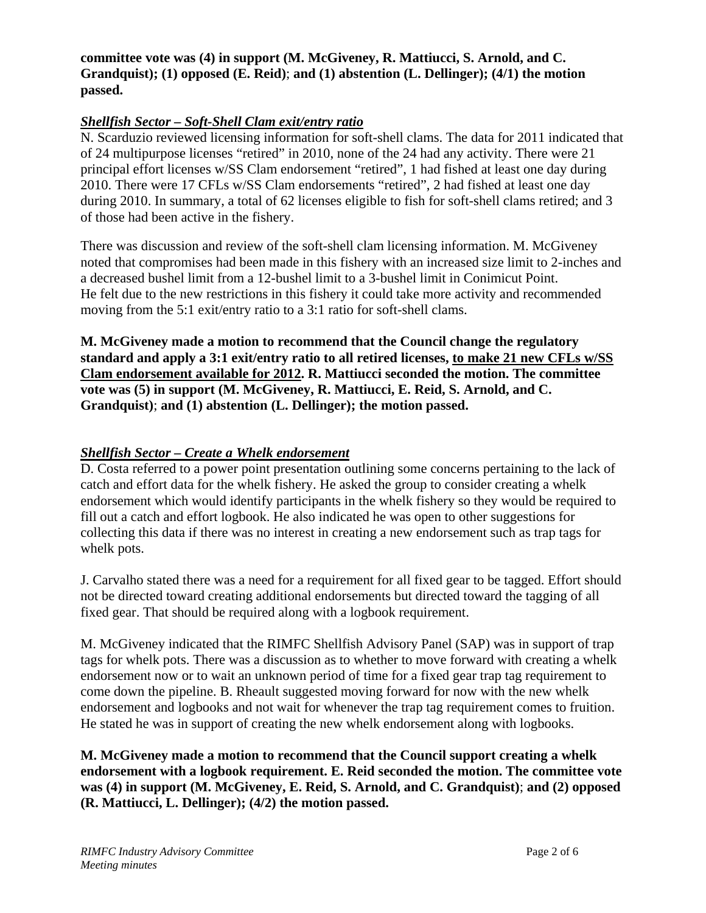**committee vote was (4) in support (M. McGiveney, R. Mattiucci, S. Arnold, and C. Grandquist); (1) opposed (E. Reid)**; **and (1) abstention (L. Dellinger); (4/1) the motion passed.**

### *Shellfish Sector – Soft-Shell Clam exit/entry ratio*

N. Scarduzio reviewed licensing information for soft-shell clams. The data for 2011 indicated that of 24 multipurpose licenses "retired" in 2010, none of the 24 had any activity. There were 21 principal effort licenses w/SS Clam endorsement "retired", 1 had fished at least one day during 2010. There were 17 CFLs w/SS Clam endorsements "retired", 2 had fished at least one day during 2010. In summary, a total of 62 licenses eligible to fish for soft-shell clams retired; and 3 of those had been active in the fishery.

There was discussion and review of the soft-shell clam licensing information. M. McGiveney noted that compromises had been made in this fishery with an increased size limit to 2-inches and a decreased bushel limit from a 12-bushel limit to a 3-bushel limit in Conimicut Point. He felt due to the new restrictions in this fishery it could take more activity and recommended moving from the 5:1 exit/entry ratio to a 3:1 ratio for soft-shell clams.

**M. McGiveney made a motion to recommend that the Council change the regulatory standard and apply a 3:1 exit/entry ratio to all retired licenses, <u>to make 21 new CFLs w/SS Clam endorsement available for 2012</u>. R. Mattiucci seconded the motion. The committee vote was (5) in support (M. McGiveney, R. Mattiucci, E. Reid, S. Arnold, and C. Grandquist)**; **and (1) abstention (L. Dellinger); the motion passed.**

### *Shellfish Sector – Create a Whelk endorsement*

D. Costa referred to a power point presentation outlining some concerns pertaining to the lack of catch and effort data for the whelk fishery. He asked the group to consider creating a whelk endorsement which would identify participants in the whelk fishery so they would be required to fill out a catch and effort logbook. He also indicated he was open to other suggestions for collecting this data if there was no interest in creating a new endorsement such as trap tags for whelk pots.

J. Carvalho stated there was a need for a requirement for all fixed gear to be tagged. Effort should not be directed toward creating additional endorsements but directed toward the tagging of all fixed gear. That should be required along with a logbook requirement.

M. McGiveney indicated that the RIMFC Shellfish Advisory Panel (SAP) was in support of trap tags for whelk pots. There was a discussion as to whether to move forward with creating a whelk endorsement now or to wait an unknown period of time for a fixed gear trap tag requirement to come down the pipeline. B. Rheault suggested moving forward for now with the new whelk endorsement and logbooks and not wait for whenever the trap tag requirement comes to fruition. He stated he was in support of creating the new whelk endorsement along with logbooks.

**M. McGiveney made a motion to recommend that the Council support creating a whelk endorsement with a logbook requirement. E. Reid seconded the motion. The committee vote was (4) in support (M. McGiveney, E. Reid, S. Arnold, and C. Grandquist)**; **and (2) opposed (R. Mattiucci, L. Dellinger); (4/2) the motion passed.**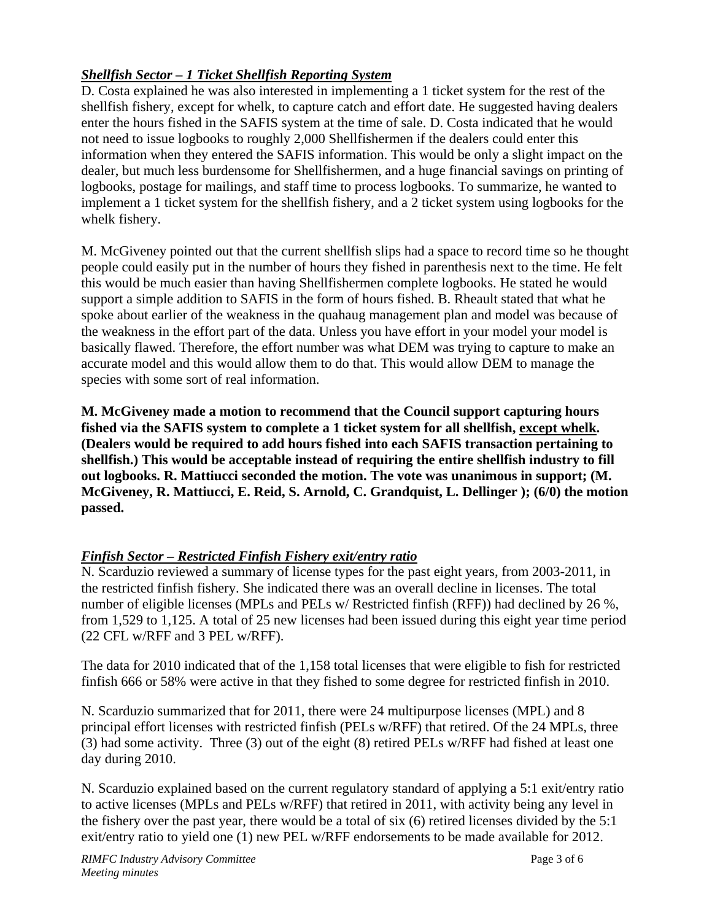***Shellfish Sector – 1 Ticket Shellfish Reporting System***

D. Costa explained he was also interested in implementing a 1 ticket system for the rest of the shellfish fishery, except for whelk, to capture catch and effort date. He suggested having dealers enter the hours fished in the SAFIS system at the time of sale. D. Costa indicated that he would not need to issue logbooks to roughly 2,000 Shellfishermen if the dealers could enter this information when they entered the SAFIS information. This would be only a slight impact on the dealer, but much less burdensome for Shellfishermen, and a huge financial savings on printing of logbooks, postage for mailings, and staff time to process logbooks. To summarize, he wanted to implement a 1 ticket system for the shellfish fishery, and a 2 ticket system using logbooks for the whelk fishery.

M. McGiveney pointed out that the current shellfish slips had a space to record time so he thought people could easily put in the number of hours they fished in parenthesis next to the time. He felt this would be much easier than having Shellfishermen complete logbooks. He stated he would support a simple addition to SAFIS in the form of hours fished. B. Rheault stated that what he spoke about earlier of the weakness in the quahaug management plan and model was because of the weakness in the effort part of the data. Unless you have effort in your model your model is basically flawed. Therefore, the effort number was what DEM was trying to capture to make an accurate model and this would allow them to do that. This would allow DEM to manage the species with some sort of real information.

**M. McGiveney made a motion to recommend that the Council support capturing hours fished via the SAFIS system to complete a 1 ticket system for all shellfish, <u>except whelk</u>. (Dealers would be required to add hours fished into each SAFIS transaction pertaining to shellfish.) This would be acceptable instead of requiring the entire shellfish industry to fill out logbooks. R. Mattiucci seconded the motion. The vote was unanimous in support; (M. McGiveney, R. Mattiucci, E. Reid, S. Arnold, C. Grandquist, L. Dellinger ); (6/0) the motion passed.**

***Finfish Sector – Restricted Finfish Fishery exit/entry ratio***

N. Scarduzio reviewed a summary of license types for the past eight years, from 2003-2011, in the restricted finfish fishery. She indicated there was an overall decline in licenses. The total number of eligible licenses (MPLs and PELs w/ Restricted finfish (RFF)) had declined by 26 %, from 1,529 to 1,125. A total of 25 new licenses had been issued during this eight year time period (22 CFL w/RFF and 3 PEL w/RFF).

The data for 2010 indicated that of the 1,158 total licenses that were eligible to fish for restricted finfish 666 or 58% were active in that they fished to some degree for restricted finfish in 2010.

N. Scarduzio summarized that for 2011, there were 24 multipurpose licenses (MPL) and 8 principal effort licenses with restricted finfish (PELs w/RFF) that retired. Of the 24 MPLs, three (3) had some activity. Three (3) out of the eight (8) retired PELs w/RFF had fished at least one day during 2010.

N. Scarduzio explained based on the current regulatory standard of applying a 5:1 exit/entry ratio to active licenses (MPLs and PELs w/RFF) that retired in 2011, with activity being any level in the fishery over the past year, there would be a total of six (6) retired licenses divided by the 5:1 exit/entry ratio to yield one (1) new PEL w/RFF endorsements to be made available for 2012.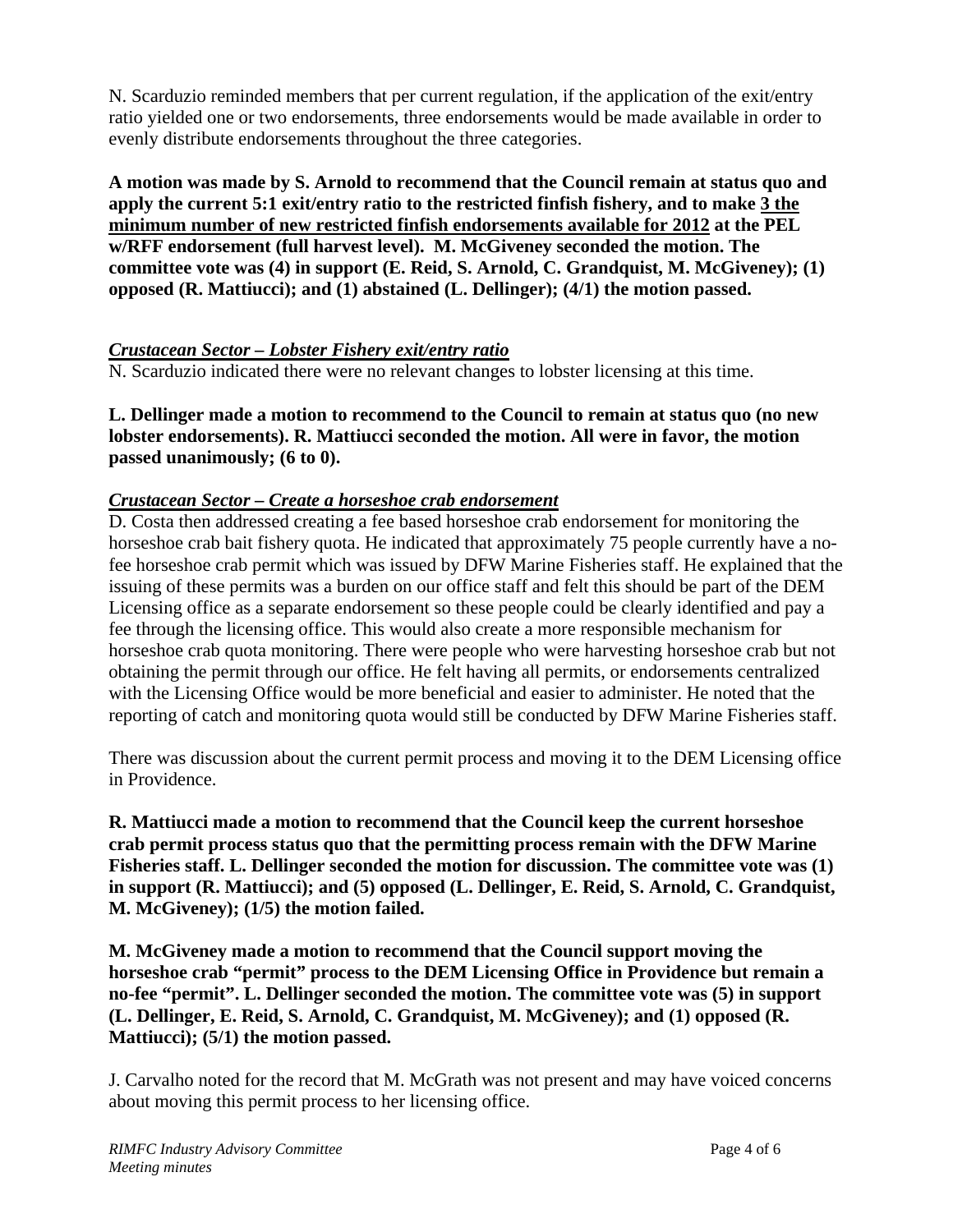N. Scarduzio reminded members that per current regulation, if the application of the exit/entry ratio yielded one or two endorsements, three endorsements would be made available in order to evenly distribute endorsements throughout the three categories.

**A motion was made by S. Arnold to recommend that the Council remain at status quo and apply the current 5:1 exit/entry ratio to the restricted finfish fishery, and to make <u>3 the minimum number of new restricted finfish endorsements available for 2012</u> at the PEL w/RFF endorsement (full harvest level). M. McGiveney seconded the motion. The committee vote was (4) in support (E. Reid, S. Arnold, C. Grandquist, M. McGiveney); (1) opposed (R. Mattiucci); and (1) abstained (L. Dellinger); (4/1) the motion passed.**

***<u>Crustacean Sector – Lobster Fishery exit/entry ratio</u>***

N. Scarduzio indicated there were no relevant changes to lobster licensing at this time.

**L. Dellinger made a motion to recommend to the Council to remain at status quo (no new lobster endorsements). R. Mattiucci seconded the motion. All were in favor, the motion passed unanimously; (6 to 0).**

***<u>Crustacean Sector – Create a horseshoe crab endorsement</u>***

D. Costa then addressed creating a fee based horseshoe crab endorsement for monitoring the horseshoe crab bait fishery quota. He indicated that approximately 75 people currently have a no-fee horseshoe crab permit which was issued by DFW Marine Fisheries staff. He explained that the issuing of these permits was a burden on our office staff and felt this should be part of the DEM Licensing office as a separate endorsement so these people could be clearly identified and pay a fee through the licensing office. This would also create a more responsible mechanism for horseshoe crab quota monitoring. There were people who were harvesting horseshoe crab but not obtaining the permit through our office. He felt having all permits, or endorsements centralized with the Licensing Office would be more beneficial and easier to administer. He noted that the reporting of catch and monitoring quota would still be conducted by DFW Marine Fisheries staff.

There was discussion about the current permit process and moving it to the DEM Licensing office in Providence.

**R. Mattiucci made a motion to recommend that the Council keep the current horseshoe crab permit process status quo that the permitting process remain with the DFW Marine Fisheries staff. L. Dellinger seconded the motion for discussion. The committee vote was (1) in support (R. Mattiucci); and (5) opposed (L. Dellinger, E. Reid, S. Arnold, C. Grandquist, M. McGiveney); (1/5) the motion failed.**

**M. McGiveney made a motion to recommend that the Council support moving the horseshoe crab "permit" process to the DEM Licensing Office in Providence but remain a no-fee "permit". L. Dellinger seconded the motion. The committee vote was (5) in support (L. Dellinger, E. Reid, S. Arnold, C. Grandquist, M. McGiveney); and (1) opposed (R. Mattiucci); (5/1) the motion passed.**

J. Carvalho noted for the record that M. McGrath was not present and may have voiced concerns about moving this permit process to her licensing office.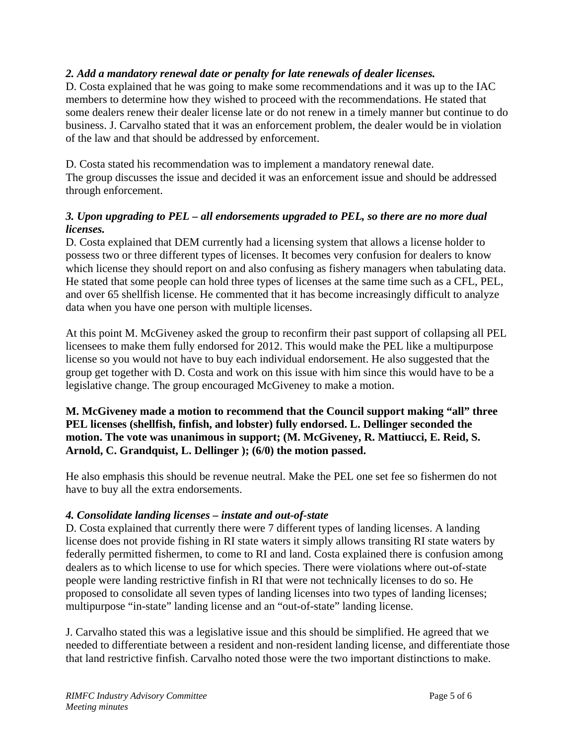*2. Add a mandatory renewal date or penalty for late renewals of dealer licenses.*

D. Costa explained that he was going to make some recommendations and it was up to the IAC members to determine how they wished to proceed with the recommendations. He stated that some dealers renew their dealer license late or do not renew in a timely manner but continue to do business. J. Carvalho stated that it was an enforcement problem, the dealer would be in violation of the law and that should be addressed by enforcement.

D. Costa stated his recommendation was to implement a mandatory renewal date.
The group discusses the issue and decided it was an enforcement issue and should be addressed through enforcement.

*3. Upon upgrading to PEL – all endorsements upgraded to PEL, so there are no more dual licenses.*

D. Costa explained that DEM currently had a licensing system that allows a license holder to possess two or three different types of licenses. It becomes very confusion for dealers to know which license they should report on and also confusing as fishery managers when tabulating data. He stated that some people can hold three types of licenses at the same time such as a CFL, PEL, and over 65 shellfish license. He commented that it has become increasingly difficult to analyze data when you have one person with multiple licenses.

At this point M. McGiveney asked the group to reconfirm their past support of collapsing all PEL licensees to make them fully endorsed for 2012. This would make the PEL like a multipurpose license so you would not have to buy each individual endorsement. He also suggested that the group get together with D. Costa and work on this issue with him since this would have to be a legislative change. The group encouraged McGiveney to make a motion.

**M. McGiveney made a motion to recommend that the Council support making "all" three PEL licenses (shellfish, finfish, and lobster) fully endorsed. L. Dellinger seconded the motion. The vote was unanimous in support; (M. McGiveney, R. Mattiucci, E. Reid, S. Arnold, C. Grandquist, L. Dellinger ); (6/0) the motion passed.**

He also emphasis this should be revenue neutral. Make the PEL one set fee so fishermen do not have to buy all the extra endorsements.

*4. Consolidate landing licenses – instate and out-of-state*

D. Costa explained that currently there were 7 different types of landing licenses. A landing license does not provide fishing in RI state waters it simply allows transiting RI state waters by federally permitted fishermen, to come to RI and land. Costa explained there is confusion among dealers as to which license to use for which species. There were violations where out-of-state people were landing restrictive finfish in RI that were not technically licenses to do so. He proposed to consolidate all seven types of landing licenses into two types of landing licenses; multipurpose "in-state" landing license and an "out-of-state" landing license.

J. Carvalho stated this was a legislative issue and this should be simplified. He agreed that we needed to differentiate between a resident and non-resident landing license, and differentiate those that land restrictive finfish. Carvalho noted those were the two important distinctions to make.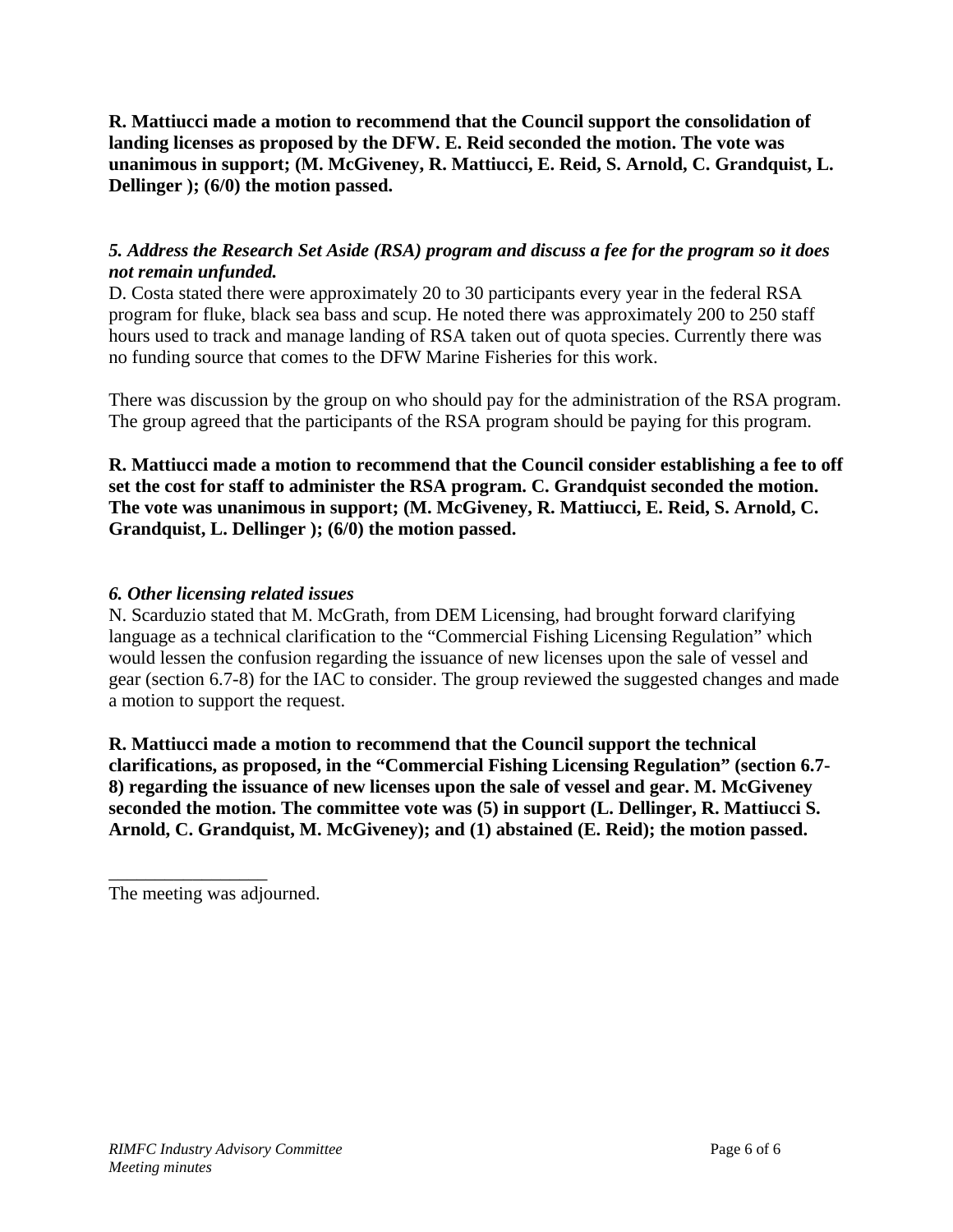**R. Mattiucci made a motion to recommend that the Council support the consolidation of landing licenses as proposed by the DFW. E. Reid seconded the motion. The vote was unanimous in support; (M. McGiveney, R. Mattiucci, E. Reid, S. Arnold, C. Grandquist, L. Dellinger ); (6/0) the motion passed.**

***5. Address the Research Set Aside (RSA) program and discuss a fee for the program so it does not remain unfunded.***

D. Costa stated there were approximately 20 to 30 participants every year in the federal RSA program for fluke, black sea bass and scup. He noted there was approximately 200 to 250 staff hours used to track and manage landing of RSA taken out of quota species. Currently there was no funding source that comes to the DFW Marine Fisheries for this work.

There was discussion by the group on who should pay for the administration of the RSA program. The group agreed that the participants of the RSA program should be paying for this program.

**R. Mattiucci made a motion to recommend that the Council consider establishing a fee to off set the cost for staff to administer the RSA program. C. Grandquist seconded the motion. The vote was unanimous in support; (M. McGiveney, R. Mattiucci, E. Reid, S. Arnold, C. Grandquist, L. Dellinger ); (6/0) the motion passed.**

***6. Other licensing related issues***

N. Scarduzio stated that M. McGrath, from DEM Licensing, had brought forward clarifying language as a technical clarification to the "Commercial Fishing Licensing Regulation" which would lessen the confusion regarding the issuance of new licenses upon the sale of vessel and gear (section 6.7-8) for the IAC to consider. The group reviewed the suggested changes and made a motion to support the request.

**R. Mattiucci made a motion to recommend that the Council support the technical clarifications, as proposed, in the "Commercial Fishing Licensing Regulation" (section 6.7-8) regarding the issuance of new licenses upon the sale of vessel and gear. M. McGiveney seconded the motion. The committee vote was (5) in support (L. Dellinger, R. Mattiucci S. Arnold, C. Grandquist, M. McGiveney); and (1) abstained (E. Reid); the motion passed.**

_________________

The meeting was adjourned.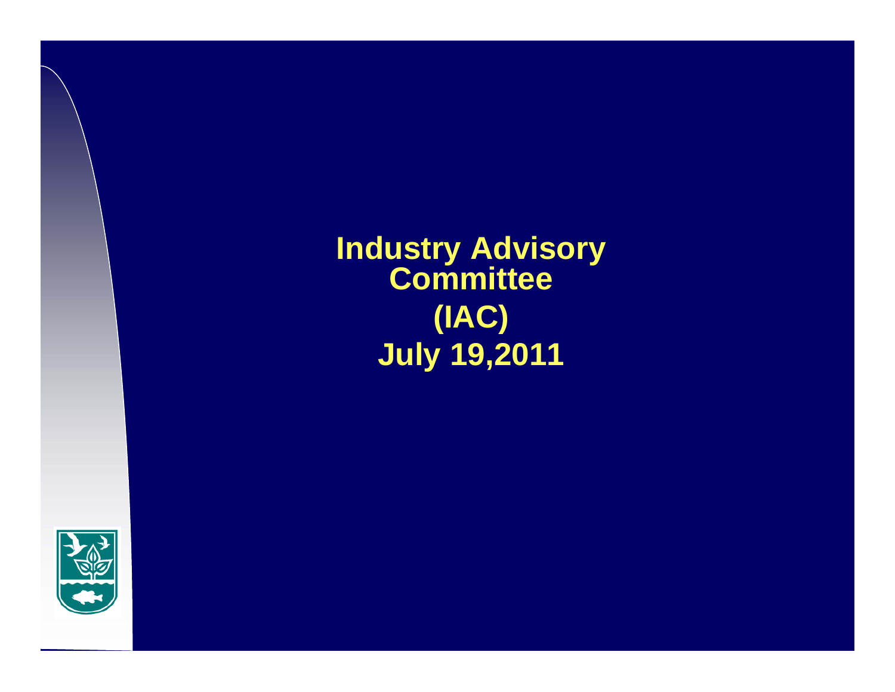# Industry Advisory Committee (IAC)

## July 19,2011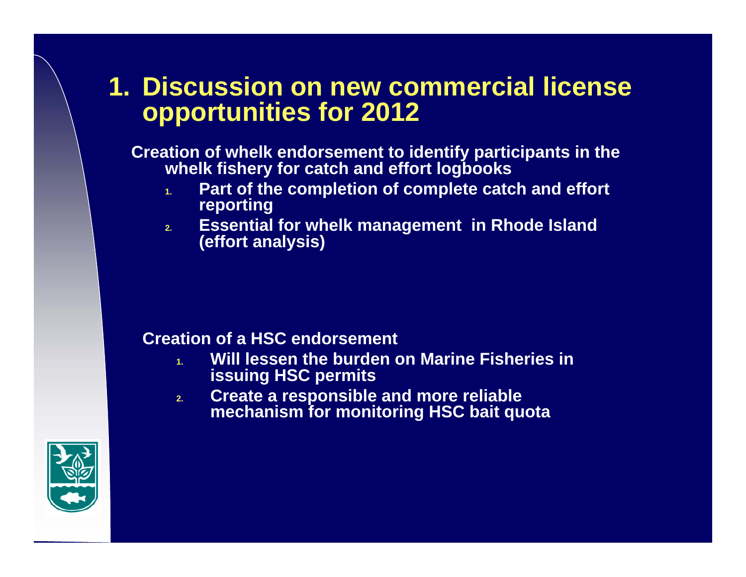# 1. Discussion on new commercial license opportunities for 2012

**Creation of whelk endorsement to identify participants in the whelk fishery for catch and effort logbooks**

1. **Part of the completion of complete catch and effort reporting**
2. **Essential for whelk management in Rhode Island (effort analysis)**

**Creation of a HSC endorsement**

1. **Will lessen the burden on Marine Fisheries in issuing HSC permits**
2. **Create a responsible and more reliable mechanism for monitoring HSC bait quota**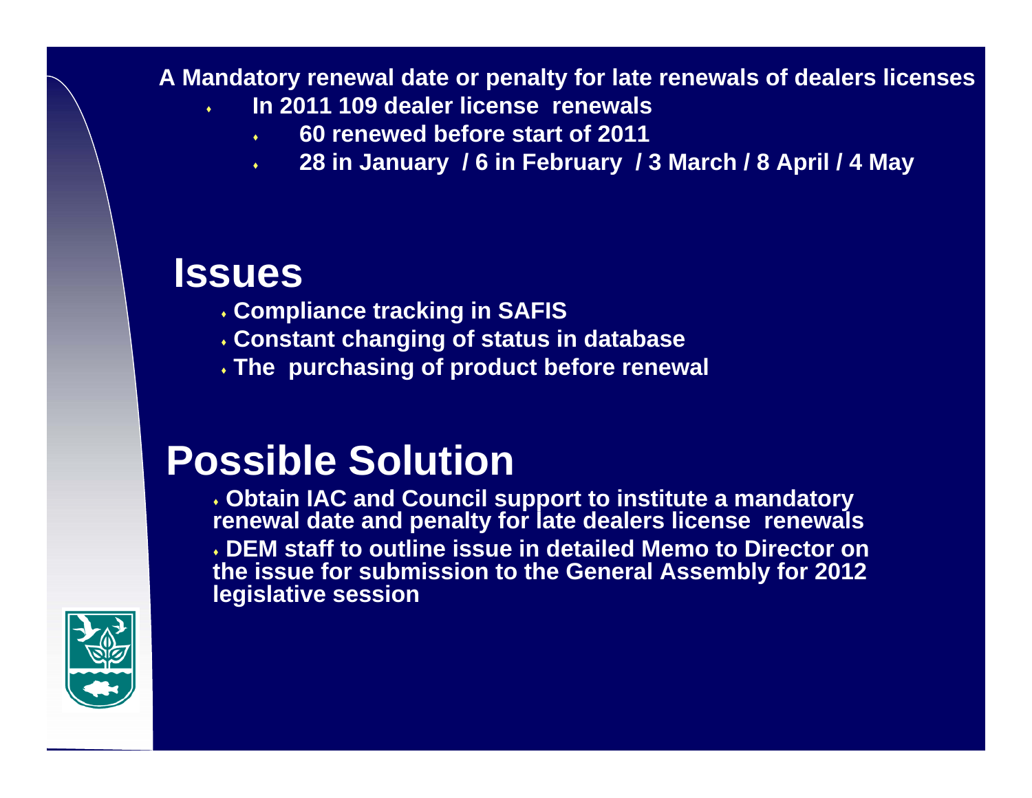**A Mandatory renewal date or penalty for late renewals of dealers licenses**

- **In 2011 109 dealer license renewals**
  - **60 renewed before start of 2011**
  - **28 in January / 6 in February / 3 March / 8 April / 4 May**

# Issues

- **Compliance tracking in SAFIS**
- **Constant changing of status in database**
- **The purchasing of product before renewal**

# Possible Solution

- **Obtain IAC and Council support to institute a mandatory renewal date and penalty for late dealers license renewals**
- **DEM staff to outline issue in detailed Memo to Director on the issue for submission to the General Assembly for 2012 legislative session**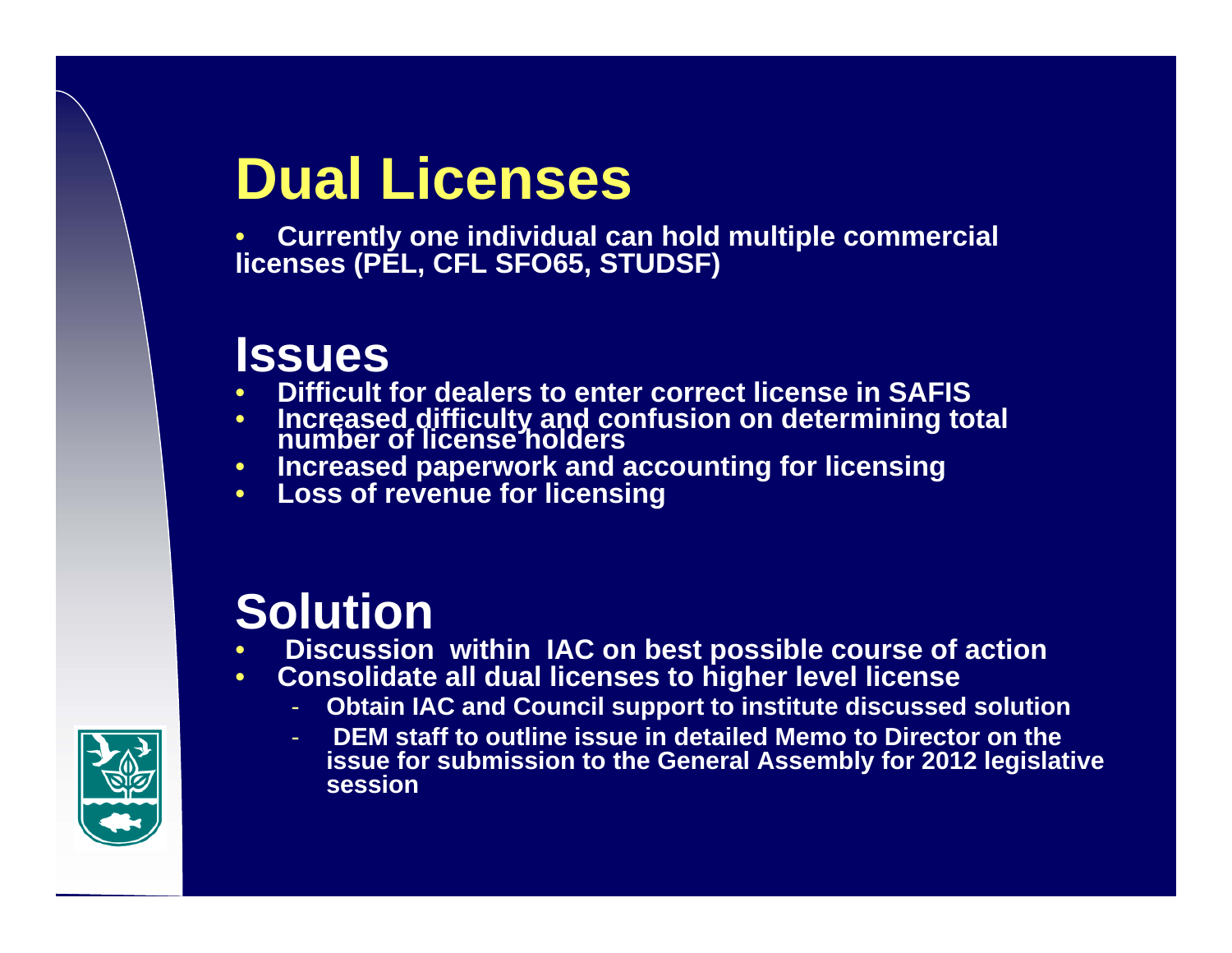# Dual Licenses

- Currently one individual can hold multiple commercial licenses (PEL, CFL SFO65, STUDSF)

## Issues

- Difficult for dealers to enter correct license in SAFIS
- Increased difficulty and confusion on determining total number of license holders
- Increased paperwork and accounting for licensing
- Loss of revenue for licensing

## Solution

- Discussion within IAC on best possible course of action
- Consolidate all dual licenses to higher level license
  - Obtain IAC and Council support to institute discussed solution
  - DEM staff to outline issue in detailed Memo to Director on the issue for submission to the General Assembly for 2012 legislative session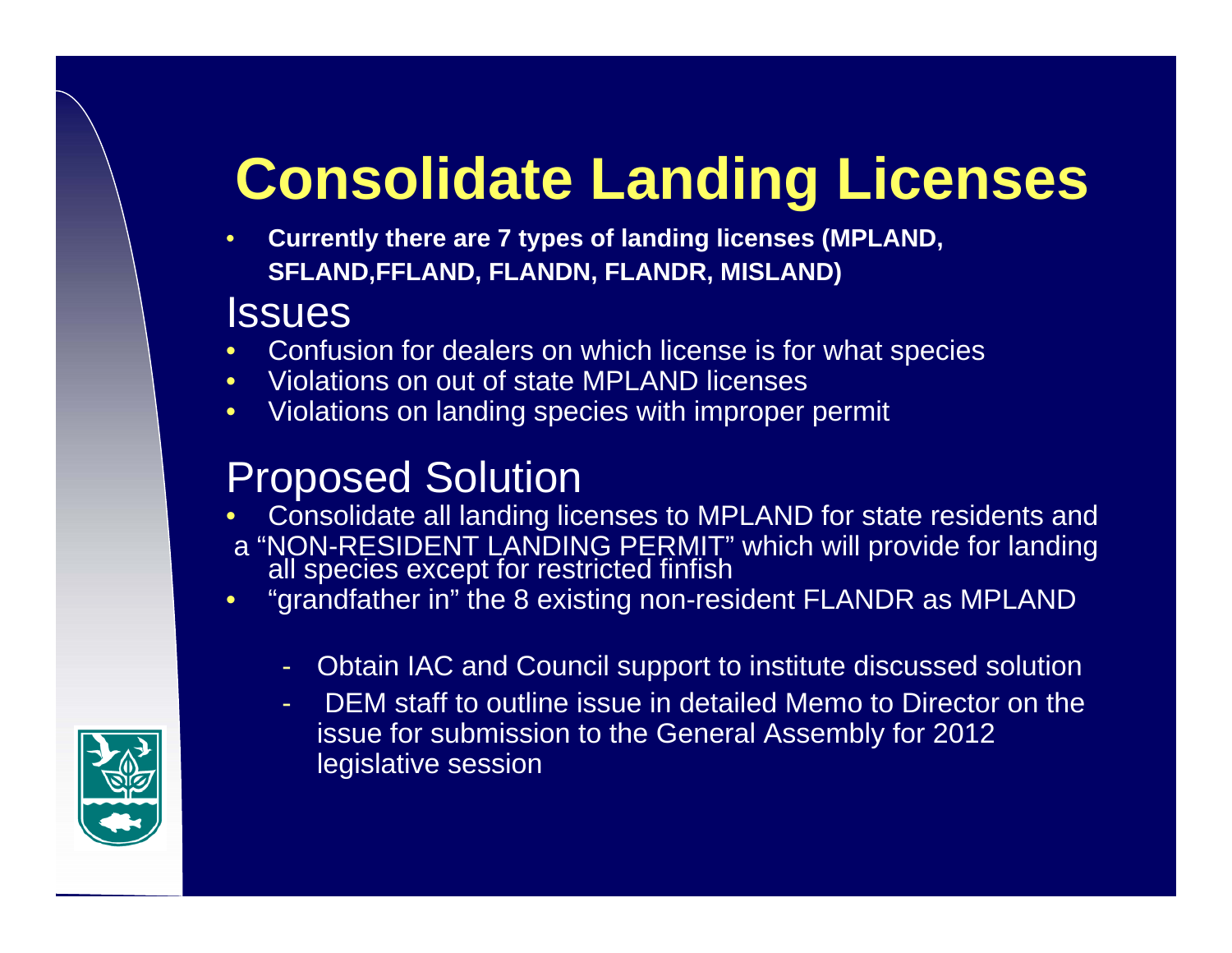# Consolidate Landing Licenses

- **Currently there are 7 types of landing licenses (MPLAND, SFLAND,FFLAND, FLANDN, FLANDR, MISLAND)**

## Issues

- Confusion for dealers on which license is for what species
- Violations on out of state MPLAND licenses
- Violations on landing species with improper permit

## Proposed Solution

- Consolidate all landing licenses to MPLAND for state residents and a "NON-RESIDENT LANDING PERMIT" which will provide for landing all species except for restricted finfish
- "grandfather in" the 8 existing non-resident FLANDR as MPLAND
  - Obtain IAC and Council support to institute discussed solution
  - DEM staff to outline issue in detailed Memo to Director on the issue for submission to the General Assembly for 2012 legislative session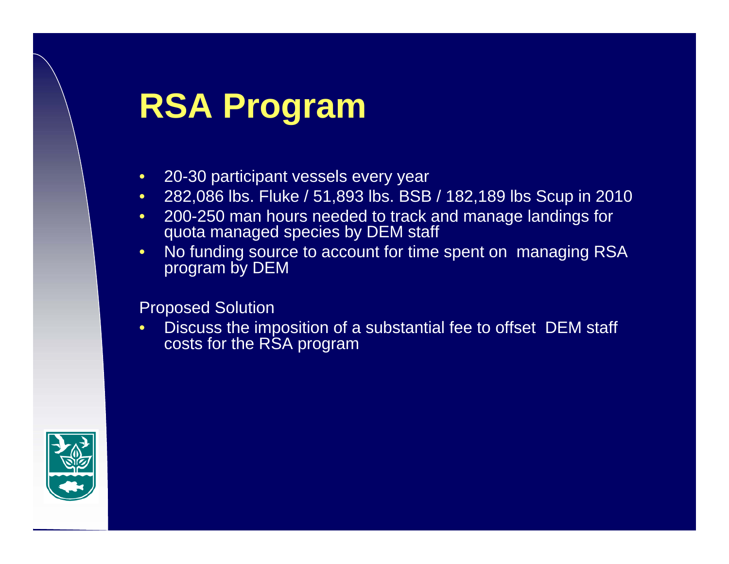# RSA Program

- 20-30 participant vessels every year
- 282,086 lbs. Fluke / 51,893 lbs. BSB / 182,189 lbs Scup in 2010
- 200-250 man hours needed to track and manage landings for quota managed species by DEM staff
- No funding source to account for time spent on managing RSA program by DEM

Proposed Solution

- Discuss the imposition of a substantial fee to offset DEM staff costs for the RSA program